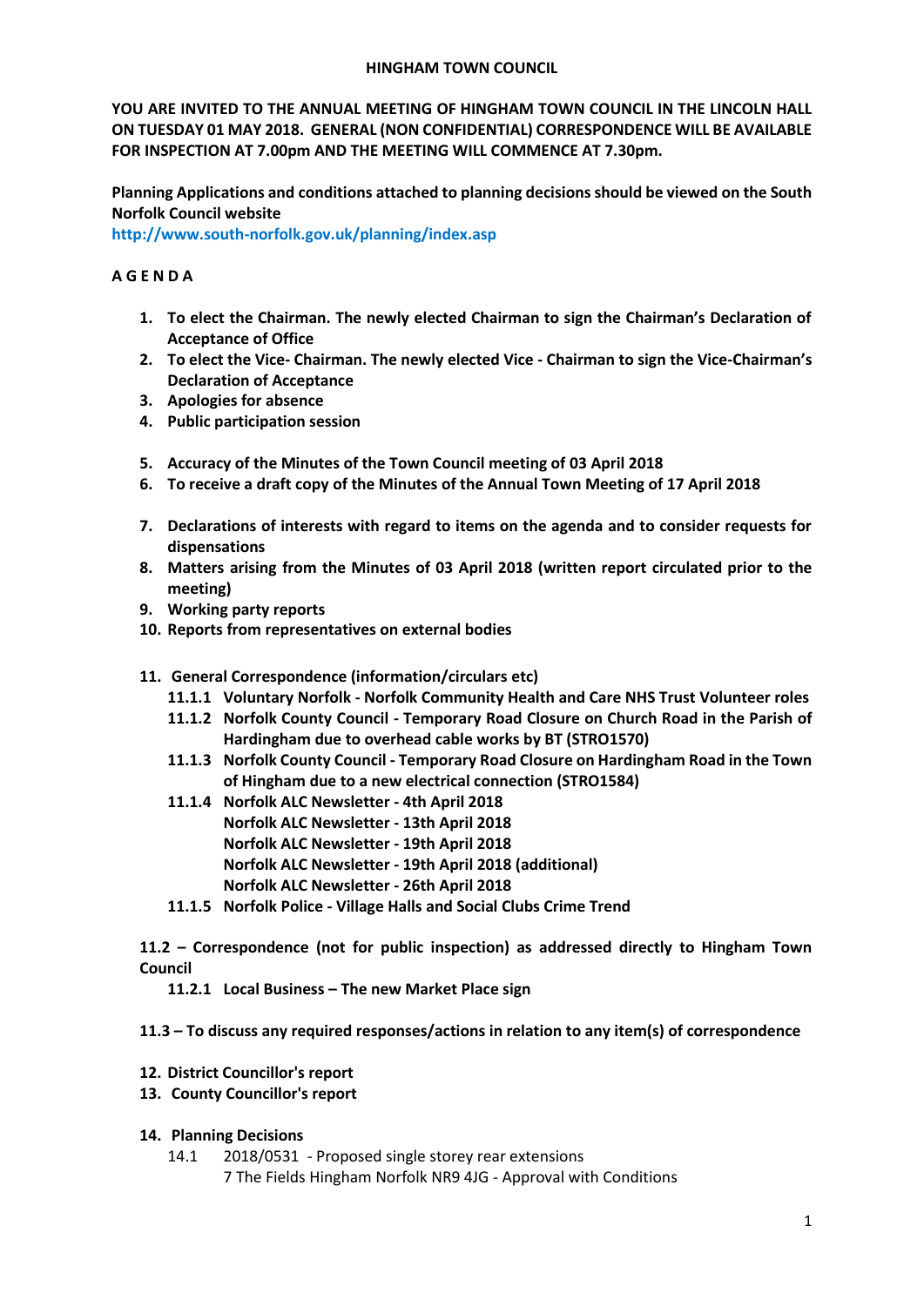# HINGHAM TOWN COUNCIL

**YOU ARE INVITED TO THE ANNUAL MEETING OF HINGHAM TOWN COUNCIL IN THE LINCOLN HALL ON TUESDAY 01 MAY 2018. GENERAL (NON CONFIDENTIAL) CORRESPONDENCE WILL BE AVAILABLE FOR INSPECTION AT 7.00pm AND THE MEETING WILL COMMENCE AT 7.30pm.**

**Planning Applications and conditions attached to planning decisions should be viewed on the South Norfolk Council website**
**http://www.south-norfolk.gov.uk/planning/index.asp**

## A G E N D A

1. **To elect the Chairman. The newly elected Chairman to sign the Chairman's Declaration of Acceptance of Office**
2. **To elect the Vice- Chairman. The newly elected Vice - Chairman to sign the Vice-Chairman's Declaration of Acceptance**
3. **Apologies for absence**
4. **Public participation session**
5. **Accuracy of the Minutes of the Town Council meeting of 03 April 2018**
6. **To receive a draft copy of the Minutes of the Annual Town Meeting of 17 April 2018**
7. **Declarations of interests with regard to items on the agenda and to consider requests for dispensations**
8. **Matters arising from the Minutes of 03 April 2018 (written report circulated prior to the meeting)**
9. **Working party reports**
10. **Reports from representatives on external bodies**
11. **General Correspondence (information/circulars etc)**
    - **11.1.1 Voluntary Norfolk - Norfolk Community Health and Care NHS Trust Volunteer roles**
    - **11.1.2 Norfolk County Council - Temporary Road Closure on Church Road in the Parish of Hardingham due to overhead cable works by BT (STRO1570)**
    - **11.1.3 Norfolk County Council - Temporary Road Closure on Hardingham Road in the Town of Hingham due to a new electrical connection (STRO1584)**
    - **11.1.4 Norfolk ALC Newsletter - 4th April 2018**
      **Norfolk ALC Newsletter - 13th April 2018**
      **Norfolk ALC Newsletter - 19th April 2018**
      **Norfolk ALC Newsletter - 19th April 2018 (additional)**
      **Norfolk ALC Newsletter - 26th April 2018**
    - **11.1.5 Norfolk Police - Village Halls and Social Clubs Crime Trend**

    **11.2 – Correspondence (not for public inspection) as addressed directly to Hingham Town Council**
    - **11.2.1 Local Business – The new Market Place sign**

    **11.3 – To discuss any required responses/actions in relation to any item(s) of correspondence**
12. **District Councillor's report**
13. **County Councillor's report**
14. **Planning Decisions**
    - 14.1 2018/0531 - Proposed single storey rear extensions
      7 The Fields Hingham Norfolk NR9 4JG - Approval with Conditions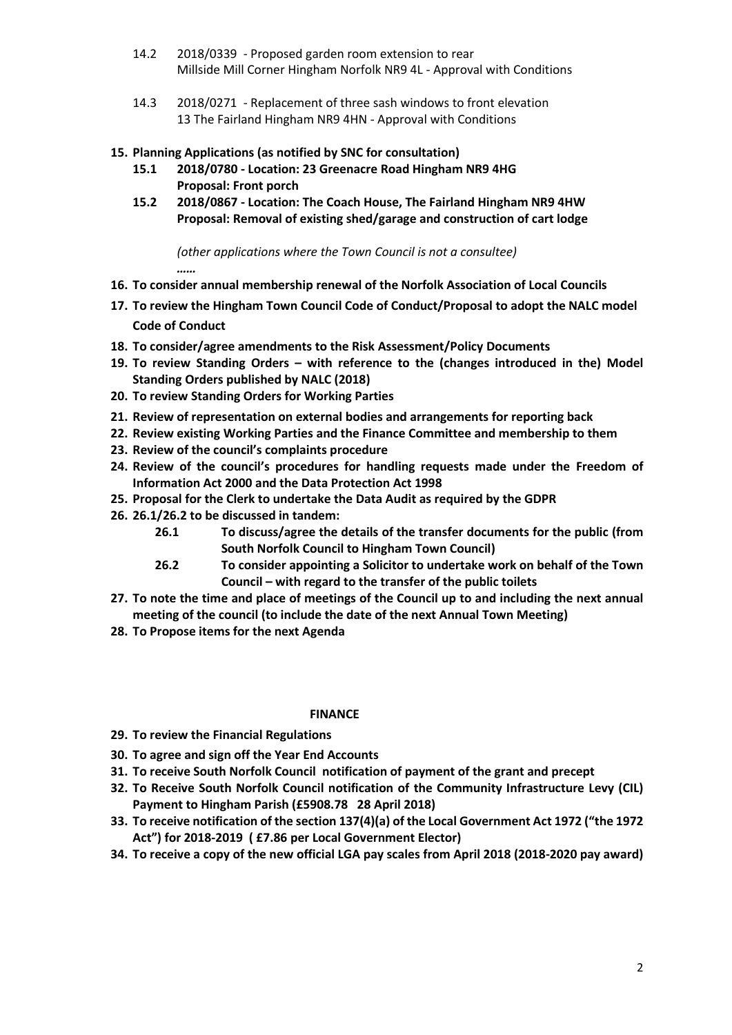14.2 2018/0339 - Proposed garden room extension to rear
Millside Mill Corner Hingham Norfolk NR9 4L - Approval with Conditions

14.3 2018/0271 - Replacement of three sash windows to front elevation
13 The Fairland Hingham NR9 4HN - Approval with Conditions

**15. Planning Applications (as notified by SNC for consultation)**

**15.1 2018/0780 - Location: 23 Greenacre Road Hingham NR9 4HG**
**Proposal: Front porch**

**15.2 2018/0867 - Location: The Coach House, The Fairland Hingham NR9 4HW**
**Proposal: Removal of existing shed/garage and construction of cart lodge**

*(other applications where the Town Council is not a consultee)*

*……*

**16. To consider annual membership renewal of the Norfolk Association of Local Councils**

**17. To review the Hingham Town Council Code of Conduct/Proposal to adopt the NALC model Code of Conduct**

**18. To consider/agree amendments to the Risk Assessment/Policy Documents**

**19. To review Standing Orders – with reference to the (changes introduced in the) Model Standing Orders published by NALC (2018)**

**20. To review Standing Orders for Working Parties**

**21. Review of representation on external bodies and arrangements for reporting back**

**22. Review existing Working Parties and the Finance Committee and membership to them**

**23. Review of the council's complaints procedure**

**24. Review of the council's procedures for handling requests made under the Freedom of Information Act 2000 and the Data Protection Act 1998**

**25. Proposal for the Clerk to undertake the Data Audit as required by the GDPR**

**26. 26.1/26.2 to be discussed in tandem:**

**26.1 To discuss/agree the details of the transfer documents for the public (from South Norfolk Council to Hingham Town Council)**

**26.2 To consider appointing a Solicitor to undertake work on behalf of the Town Council – with regard to the transfer of the public toilets**

**27. To note the time and place of meetings of the Council up to and including the next annual meeting of the council (to include the date of the next Annual Town Meeting)**

**28. To Propose items for the next Agenda**

**FINANCE**

**29. To review the Financial Regulations**

**30. To agree and sign off the Year End Accounts**

**31. To receive South Norfolk Council notification of payment of the grant and precept**

**32. To Receive South Norfolk Council notification of the Community Infrastructure Levy (CIL) Payment to Hingham Parish (£5908.78 28 April 2018)**

**33. To receive notification of the section 137(4)(a) of the Local Government Act 1972 ("the 1972 Act") for 2018-2019 ( £7.86 per Local Government Elector)**

**34. To receive a copy of the new official LGA pay scales from April 2018 (2018-2020 pay award)**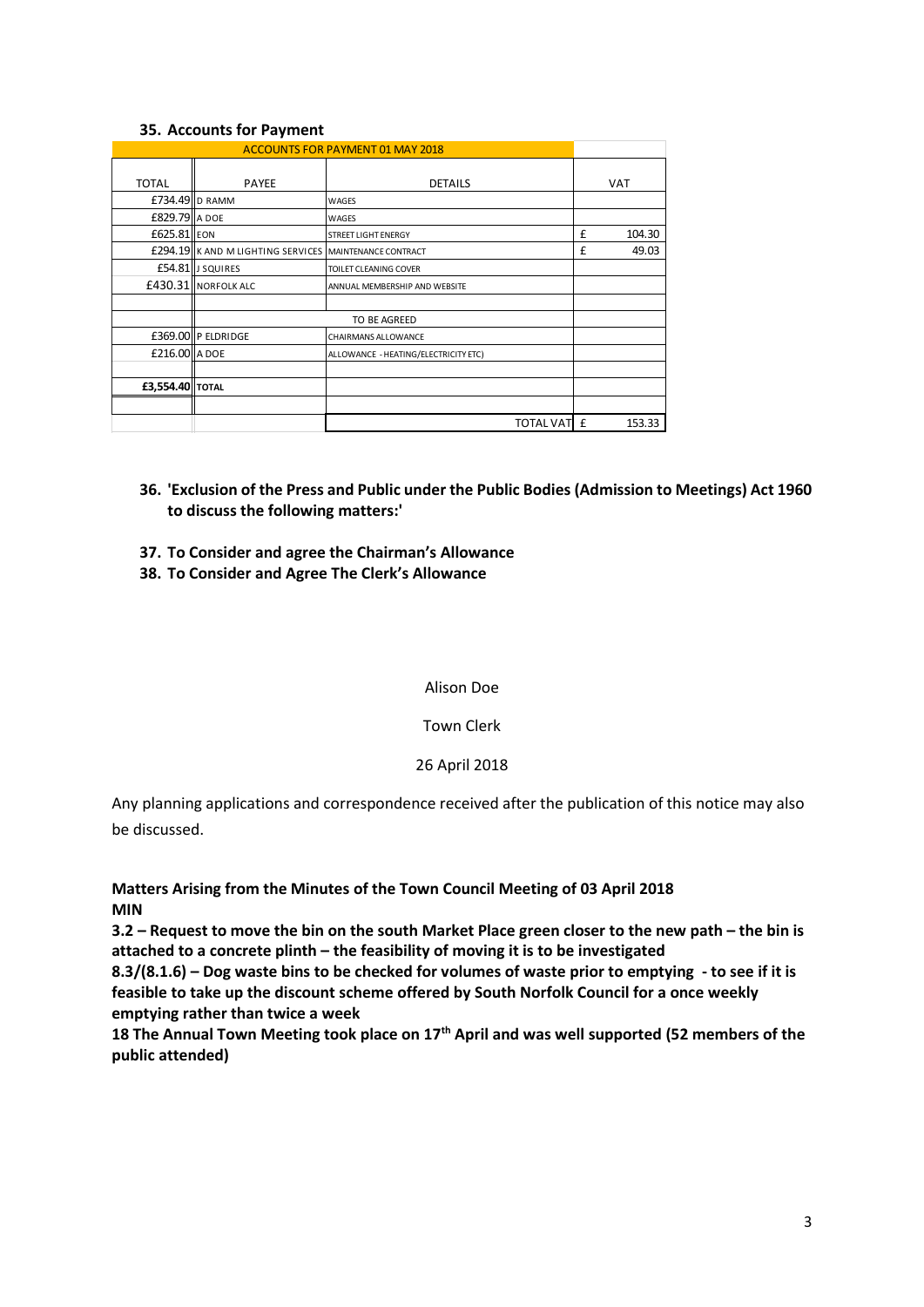## 35. Accounts for Payment

| ACCOUNTS FOR PAYMENT 01 MAY 2018 | | | |
|---|---|---|---|
| TOTAL | PAYEE | DETAILS | VAT |
| £734.49 | D RAMM | WAGES | |
| £829.79 | A DOE | WAGES | |
| £625.81 | EON | STREET LIGHT ENERGY | £ 104.30 |
| £294.19 | K AND M LIGHTING SERVICES | MAINTENANCE CONTRACT | £ 49.03 |
| £54.81 | J SQUIRES | TOILET CLEANING COVER | |
| £430.31 | NORFOLK ALC | ANNUAL MEMBERSHIP AND WEBSITE | |
| | | | |
| | TO BE AGREED | | |
| £369.00 | P ELDRIDGE | CHAIRMANS ALLOWANCE | |
| £216.00 | A DOE | ALLOWANCE - HEATING/ELECTRICITY ETC) | |
| | | | |
| £3,554.40 | TOTAL | | |
| | | | |
| | | TOTAL VAT | £ 153.33 |

**36. 'Exclusion of the Press and Public under the Public Bodies (Admission to Meetings) Act 1960 to discuss the following matters:'**

**37. To Consider and agree the Chairman's Allowance**

**38. To Consider and Agree The Clerk's Allowance**

Alison Doe

Town Clerk

26 April 2018

Any planning applications and correspondence received after the publication of this notice may also be discussed.

**Matters Arising from the Minutes of the Town Council Meeting of 03 April 2018**
**MIN**

**3.2 – Request to move the bin on the south Market Place green closer to the new path – the bin is attached to a concrete plinth – the feasibility of moving it is to be investigated**

**8.3/(8.1.6) – Dog waste bins to be checked for volumes of waste prior to emptying - to see if it is feasible to take up the discount scheme offered by South Norfolk Council for a once weekly emptying rather than twice a week**

**18 The Annual Town Meeting took place on 17th April and was well supported (52 members of the public attended)**